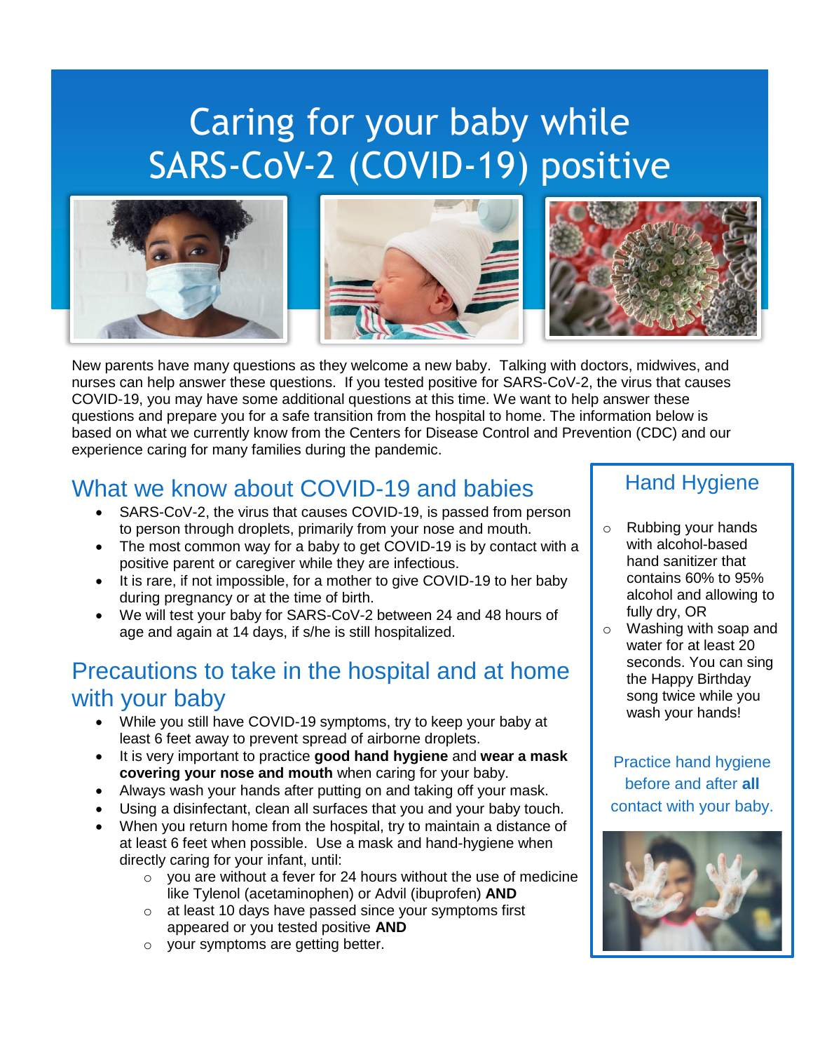# Caring for your baby while SARS-CoV-2 (COVID-19) positive

New parents have many questions as they welcome a new baby. Talking with doctors, midwives, and nurses can help answer these questions. If you tested positive for SARS-CoV-2, the virus that causes COVID-19, you may have some additional questions at this time. We want to help answer these questions and prepare you for a safe transition from the hospital to home. The information below is based on what we currently know from the Centers for Disease Control and Prevention (CDC) and our experience caring for many families during the pandemic.

## What we know about COVID-19 and babies

- SARS-CoV-2, the virus that causes COVID-19, is passed from person to person through droplets, primarily from your nose and mouth.
- The most common way for a baby to get COVID-19 is by contact with a positive parent or caregiver while they are infectious.
- It is rare, if not impossible, for a mother to give COVID-19 to her baby during pregnancy or at the time of birth.
- We will test your baby for SARS-CoV-2 between 24 and 48 hours of age and again at 14 days, if s/he is still hospitalized.

## Precautions to take in the hospital and at home with your baby

- While you still have COVID-19 symptoms, try to keep your baby at least 6 feet away to prevent spread of airborne droplets.
- It is very important to practice **good hand hygiene** and **wear a mask covering your nose and mouth** when caring for your baby.
- Always wash your hands after putting on and taking off your mask.
- Using a disinfectant, clean all surfaces that you and your baby touch.
- When you return home from the hospital, try to maintain a distance of at least 6 feet when possible. Use a mask and hand-hygiene when directly caring for your infant, until:
  - you are without a fever for 24 hours without the use of medicine like Tylenol (acetaminophen) or Advil (ibuprofen) **AND**
  - at least 10 days have passed since your symptoms first appeared or you tested positive **AND**
  - your symptoms are getting better.

## Hand Hygiene

- Rubbing your hands with alcohol-based hand sanitizer that contains 60% to 95% alcohol and allowing to fully dry, OR
- Washing with soap and water for at least 20 seconds. You can sing the Happy Birthday song twice while you wash your hands!

Practice hand hygiene before and after **all** contact with your baby.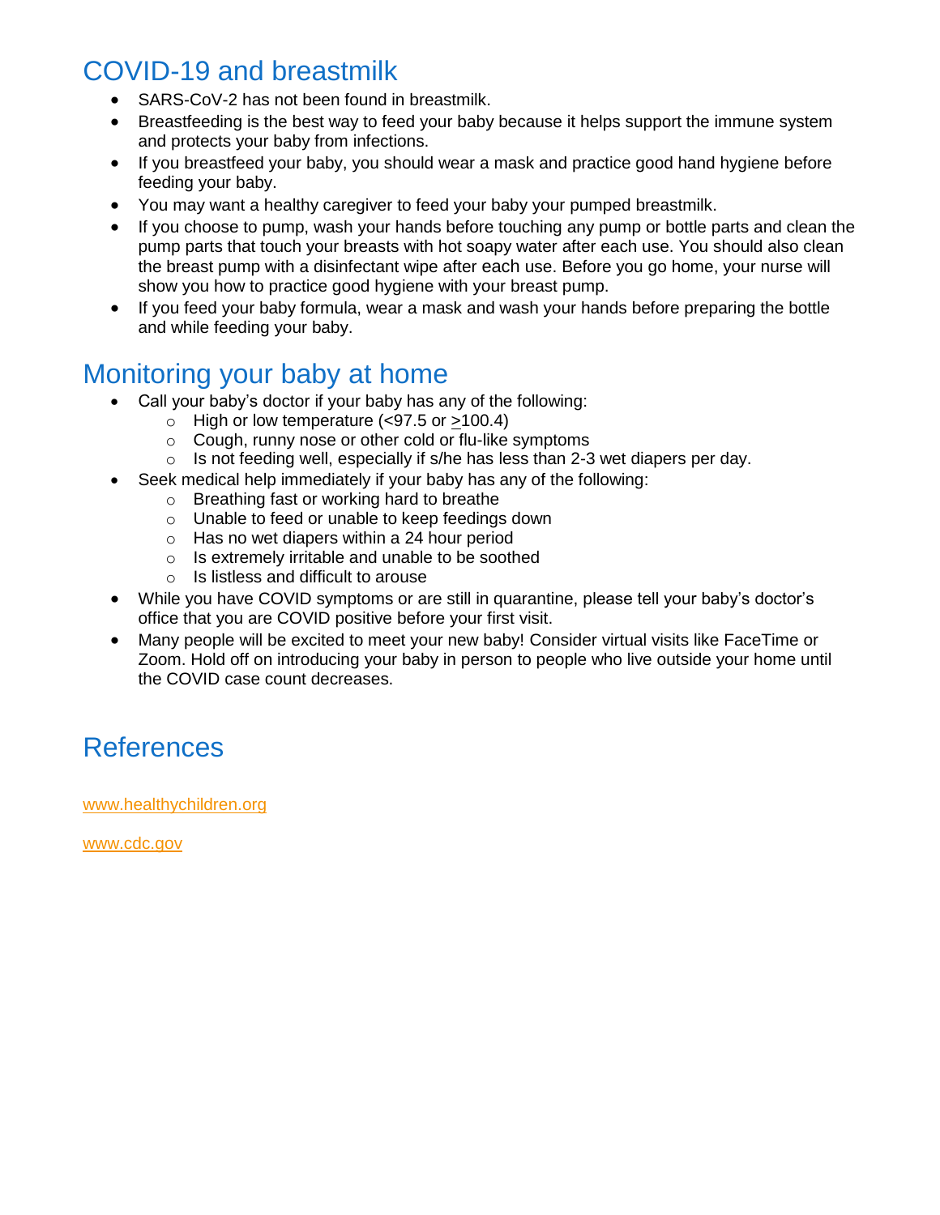## COVID-19 and breastmilk

- SARS-CoV-2 has not been found in breastmilk.
- Breastfeeding is the best way to feed your baby because it helps support the immune system and protects your baby from infections.
- If you breastfeed your baby, you should wear a mask and practice good hand hygiene before feeding your baby.
- You may want a healthy caregiver to feed your baby your pumped breastmilk.
- If you choose to pump, wash your hands before touching any pump or bottle parts and clean the pump parts that touch your breasts with hot soapy water after each use. You should also clean the breast pump with a disinfectant wipe after each use. Before you go home, your nurse will show you how to practice good hygiene with your breast pump.
- If you feed your baby formula, wear a mask and wash your hands before preparing the bottle and while feeding your baby.

## Monitoring your baby at home

- Call your baby's doctor if your baby has any of the following:
  - High or low temperature (<97.5 or ≥100.4)
  - Cough, runny nose or other cold or flu-like symptoms
  - Is not feeding well, especially if s/he has less than 2-3 wet diapers per day.
- Seek medical help immediately if your baby has any of the following:
  - Breathing fast or working hard to breathe
  - Unable to feed or unable to keep feedings down
  - Has no wet diapers within a 24 hour period
  - Is extremely irritable and unable to be soothed
  - Is listless and difficult to arouse
- While you have COVID symptoms or are still in quarantine, please tell your baby's doctor's office that you are COVID positive before your first visit.
- Many people will be excited to meet your new baby! Consider virtual visits like FaceTime or Zoom. Hold off on introducing your baby in person to people who live outside your home until the COVID case count decreases.

## References

www.healthychildren.org

www.cdc.gov